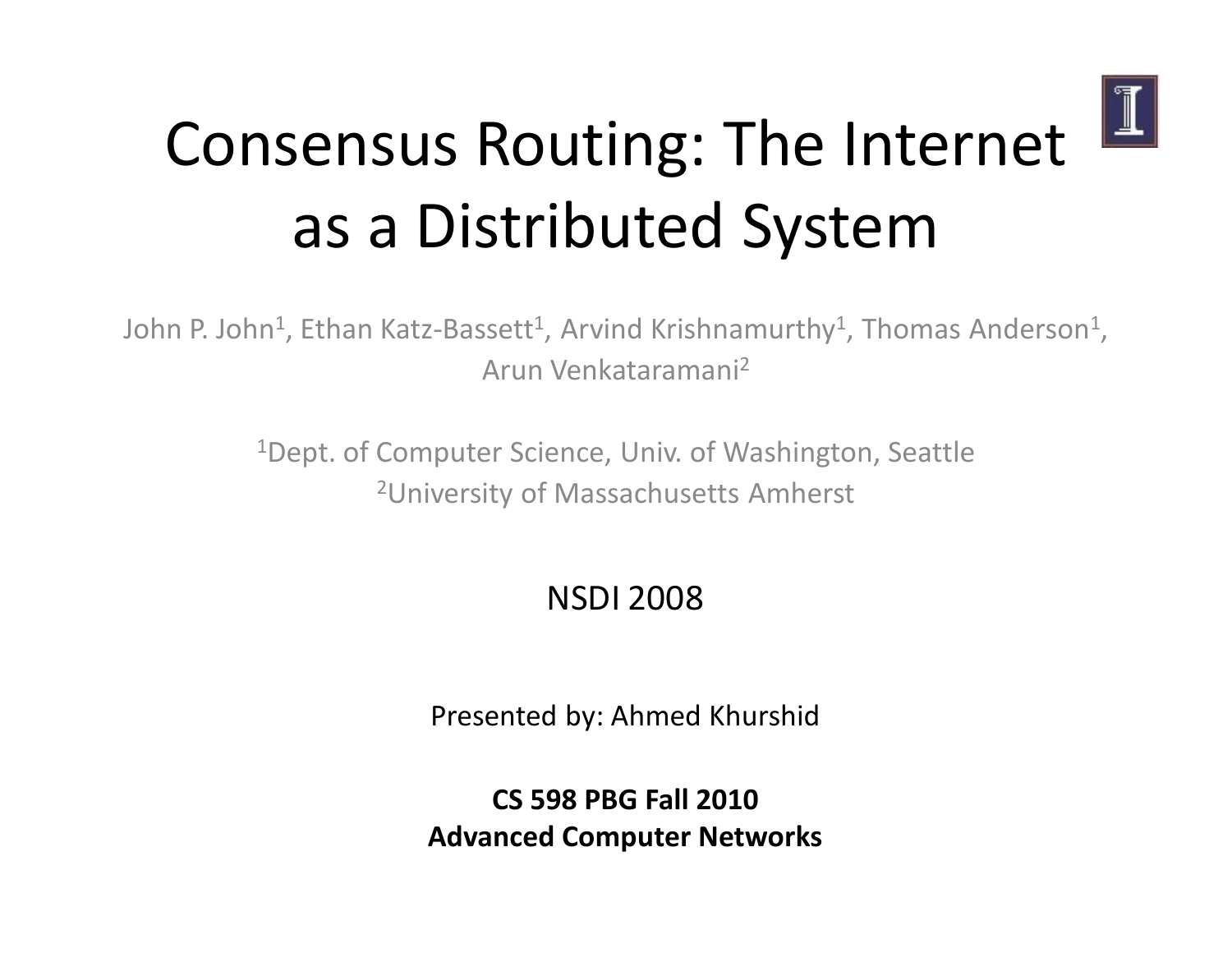# Consensus Routing: The Internet as a Distributed System

John P. John[1], Ethan Katz-Bassett[1], Arvind Krishnamurthy[1], Thomas Anderson[1], Arun Venkataramani[2]

[1]Dept. of Computer Science, Univ. of Washington, Seattle
[2]University of Massachusetts Amherst

NSDI 2008

Presented by: Ahmed Khurshid

**CS 598 PBG Fall 2010**
**Advanced Computer Networks**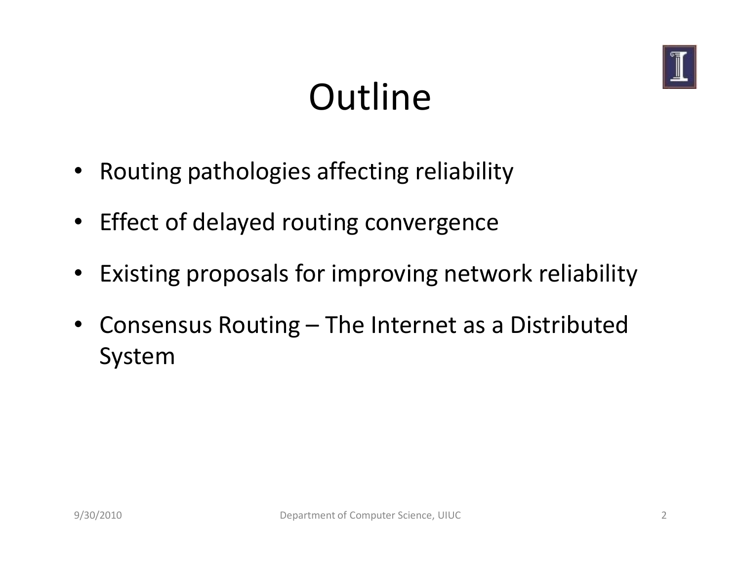# Outline

- Routing pathologies affecting reliability
- Effect of delayed routing convergence
- Existing proposals for improving network reliability
- Consensus Routing – The Internet as a Distributed System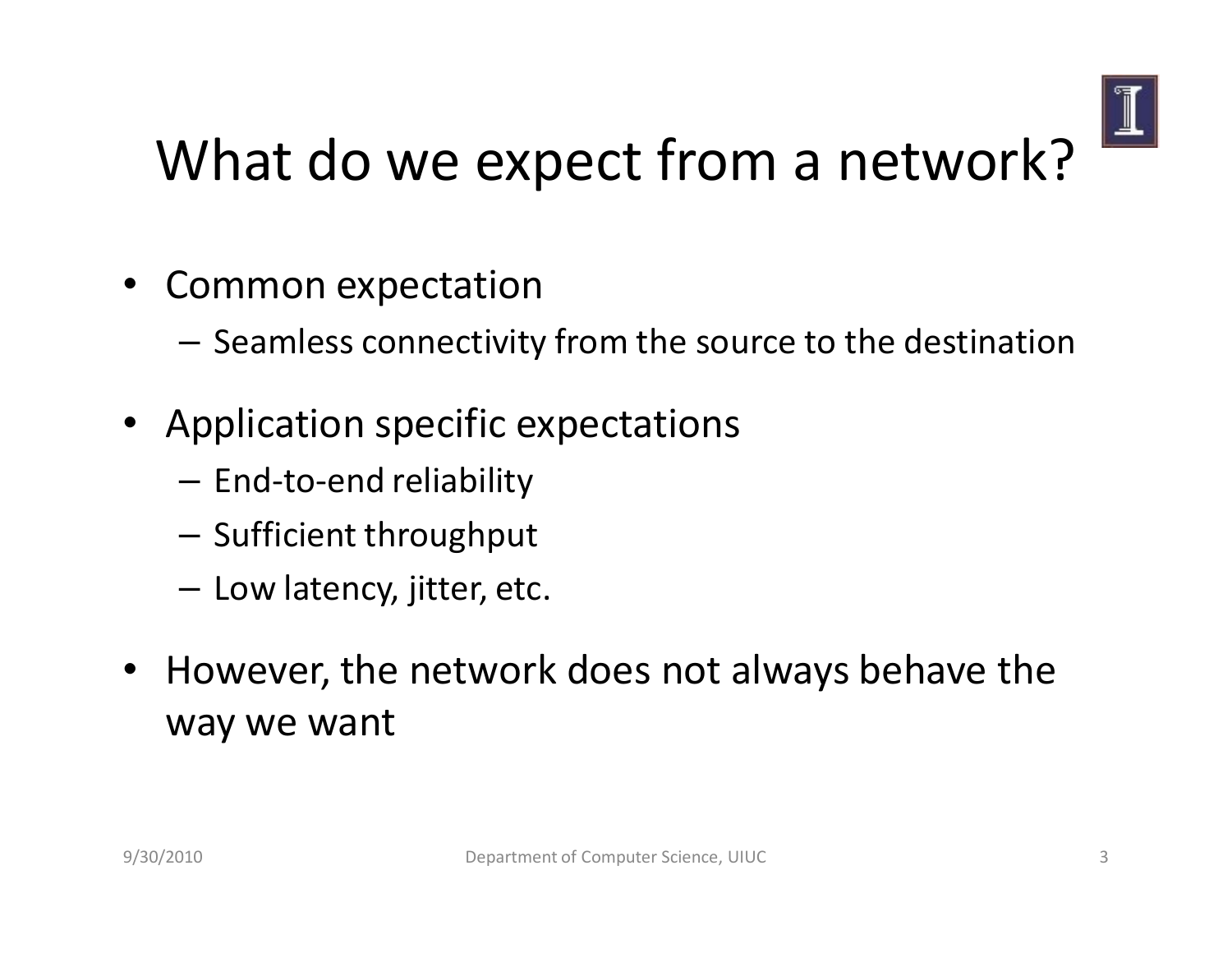# What do we expect from a network?

- Common expectation
  - Seamless connectivity from the source to the destination
- Application specific expectations
  - End-to-end reliability
  - Sufficient throughput
  - Low latency, jitter, etc.
- However, the network does not always behave the way we want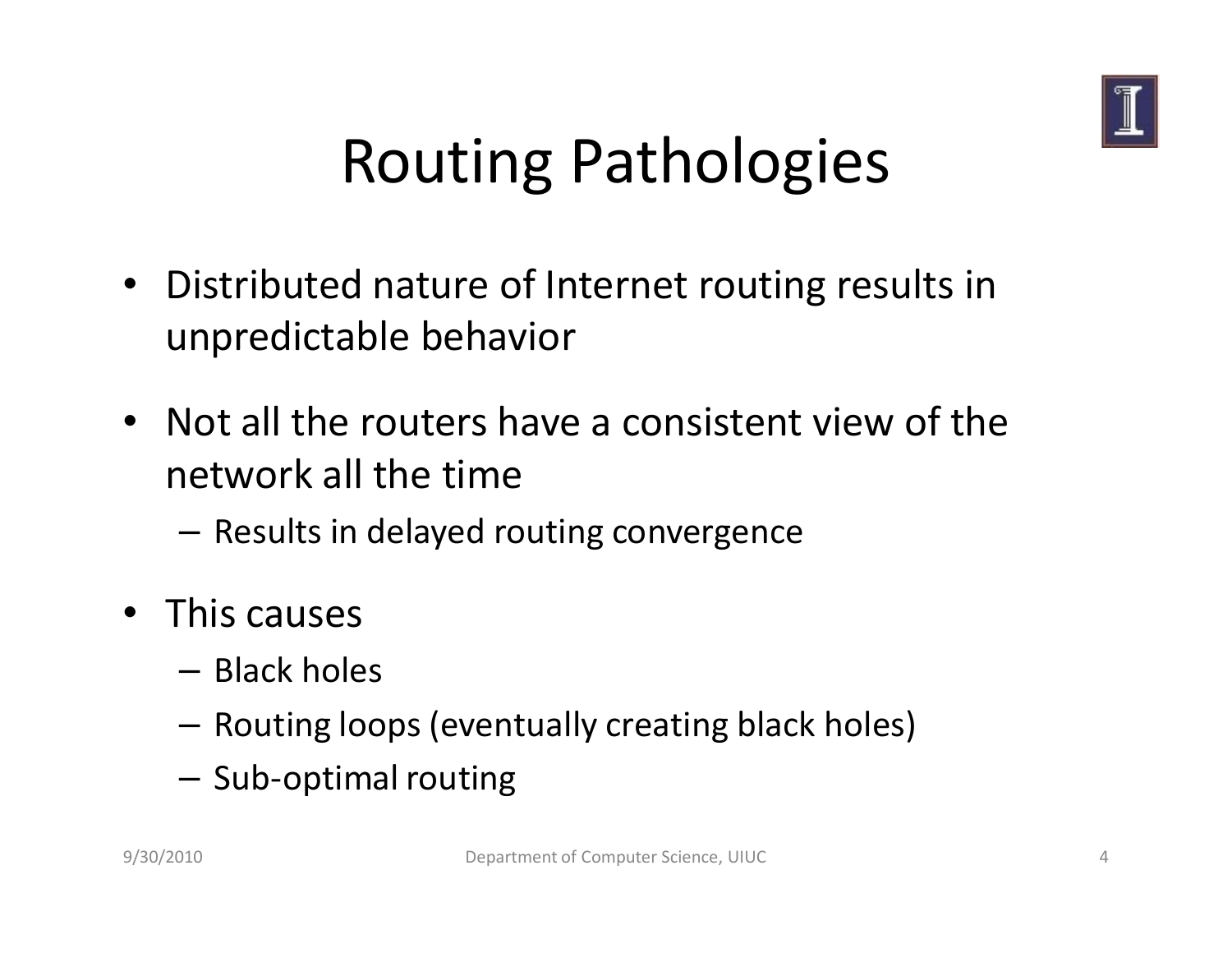# Routing Pathologies

- Distributed nature of Internet routing results in unpredictable behavior
- Not all the routers have a consistent view of the network all the time
  - Results in delayed routing convergence
- This causes
  - Black holes
  - Routing loops (eventually creating black holes)
  - Sub-optimal routing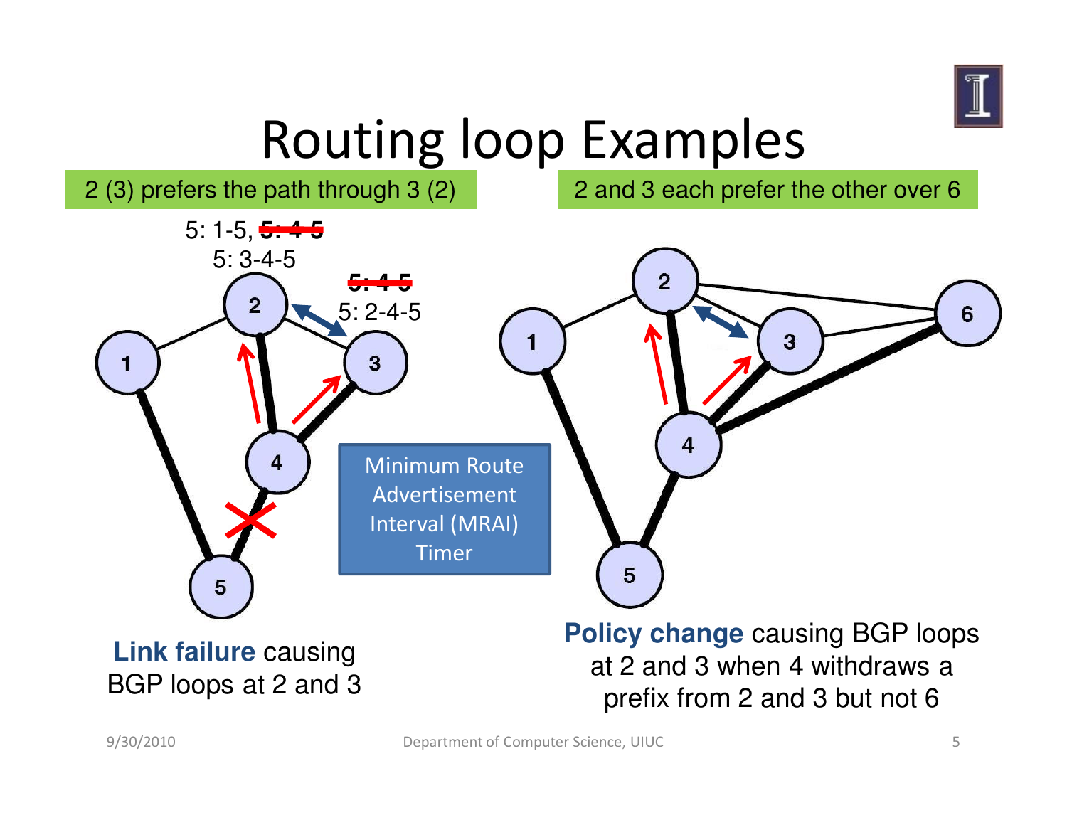# Routing loop Examples

2 (3) prefers the path through 3 (2)

2 and 3 each prefer the other over 6

5: 1-5, ~~5: 4-5~~
5: 3-4-5

~~5: 4-5~~
5: 2-4-5

Minimum Route Advertisement Interval (MRAI) Timer

**Link failure** causing BGP loops at 2 and 3

**Policy change** causing BGP loops at 2 and 3 when 4 withdraws a prefix from 2 and 3 but not 6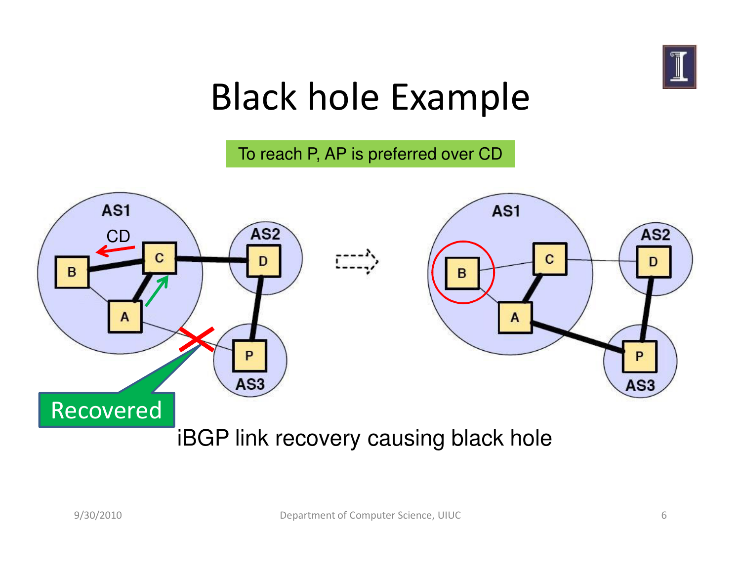# Black hole Example

To reach P, AP is preferred over CD

iBGP link recovery causing black hole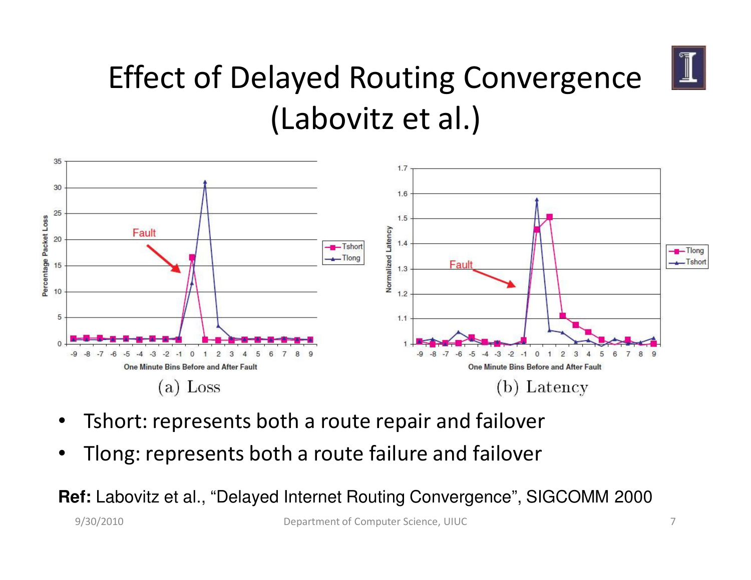# Effect of Delayed Routing Convergence (Labovitz et al.)

(a) Loss

(b) Latency

- Tshort: represents both a route repair and failover
- Tlong: represents both a route failure and failover

**Ref:** Labovitz et al., "Delayed Internet Routing Convergence", SIGCOMM 2000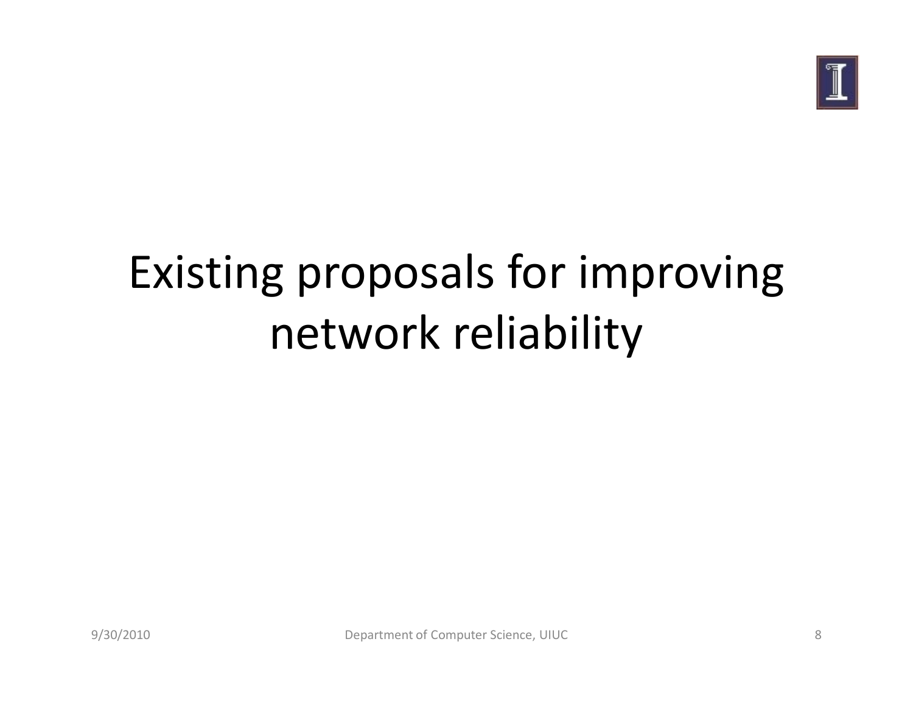# Existing proposals for improving network reliability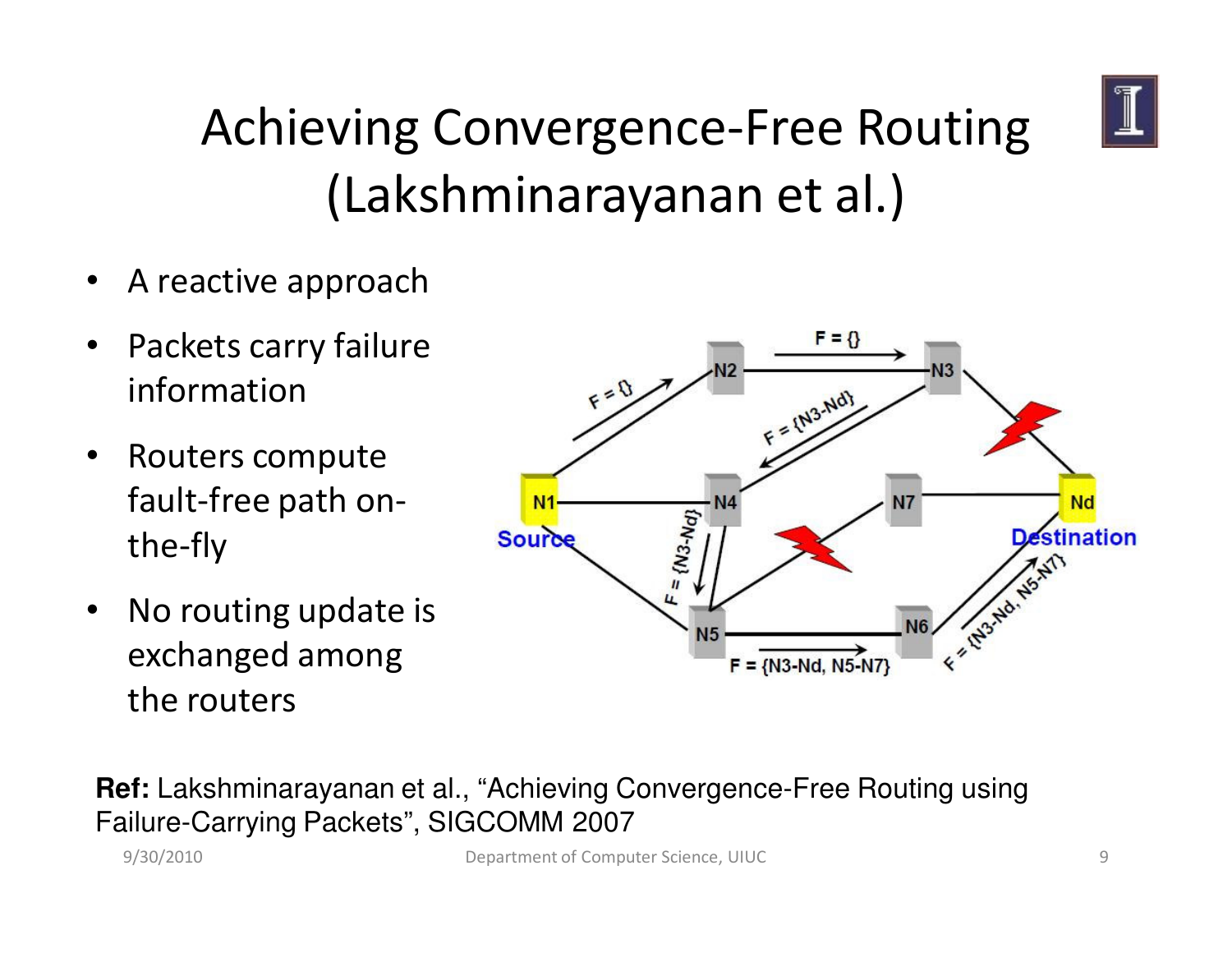# Achieving Convergence-Free Routing (Lakshminarayanan et al.)

- A reactive approach
- Packets carry failure information
- Routers compute fault-free path on-the-fly
- No routing update is exchanged among the routers

**Ref:** Lakshminarayanan et al., “Achieving Convergence-Free Routing using Failure-Carrying Packets”, SIGCOMM 2007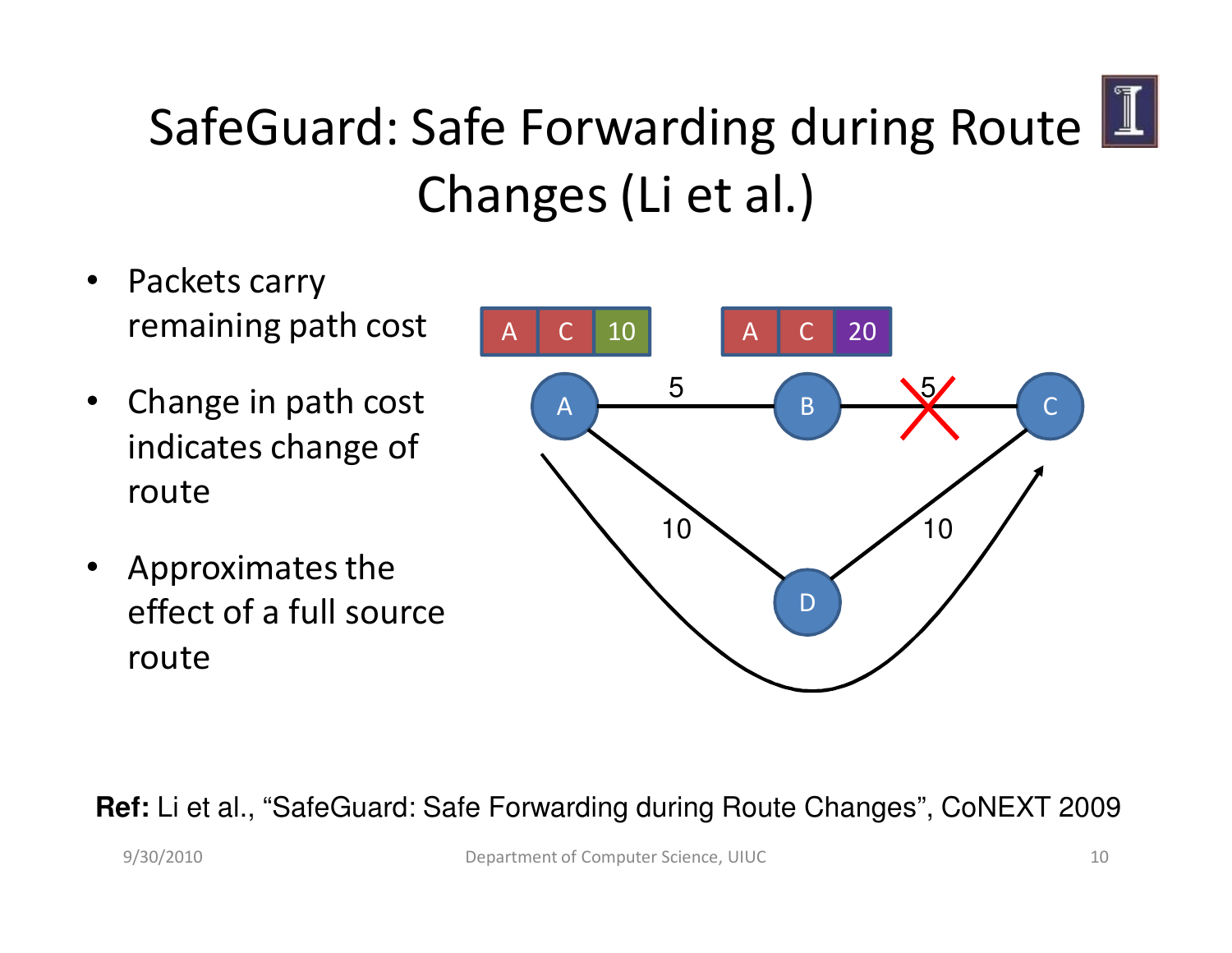# SafeGuard: Safe Forwarding during Route Changes (Li et al.)

- Packets carry remaining path cost
- Change in path cost indicates change of route
- Approximates the effect of a full source route

**Ref:** Li et al., "SafeGuard: Safe Forwarding during Route Changes", CoNEXT 2009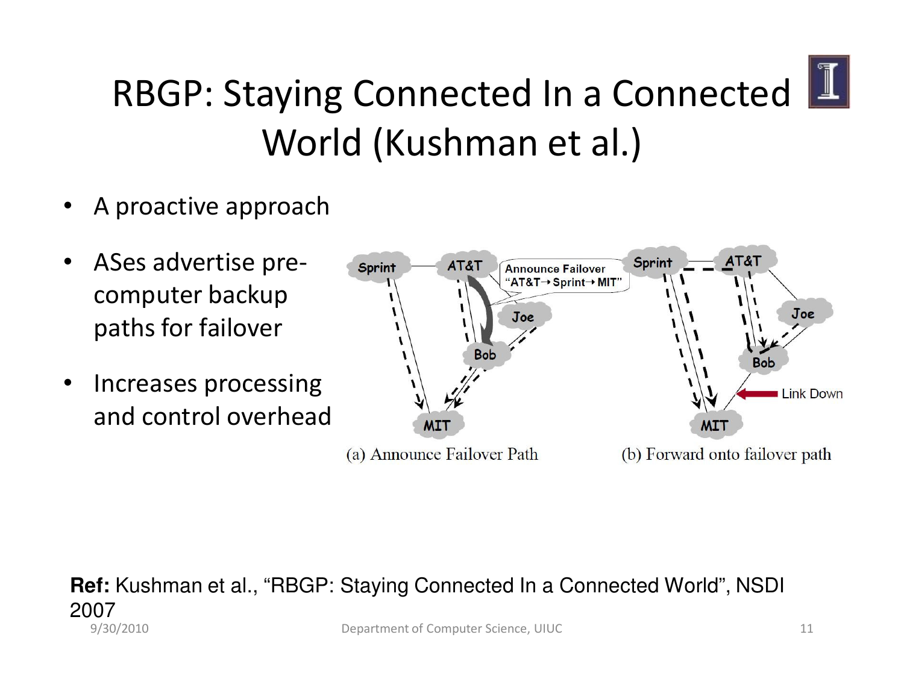# RBGP: Staying Connected In a Connected World (Kushman et al.)

- A proactive approach
- ASes advertise pre-computer backup paths for failover
- Increases processing and control overhead

(a) Announce Failover Path

(b) Forward onto failover path

**Ref:** Kushman et al., "RBGP: Staying Connected In a Connected World", NSDI 2007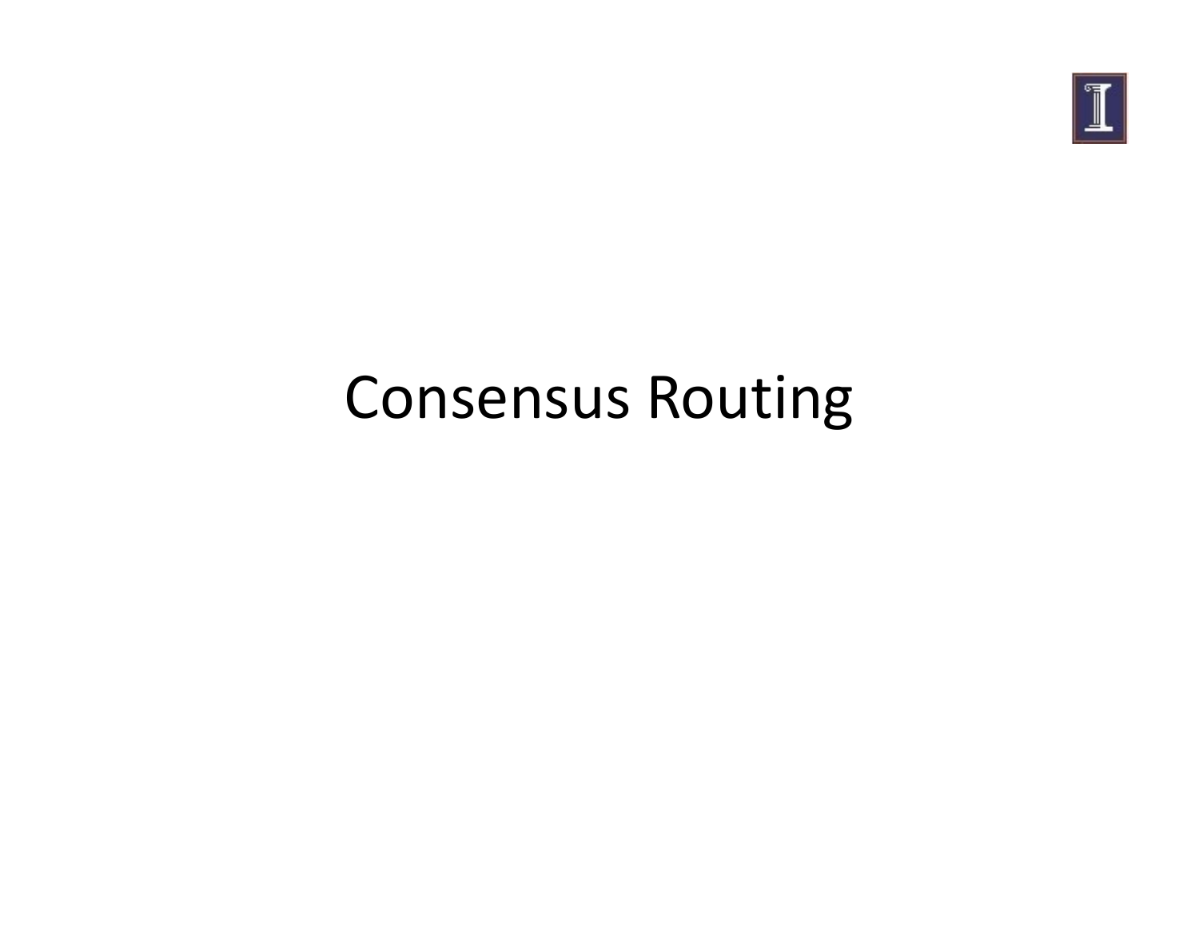# Consensus Routing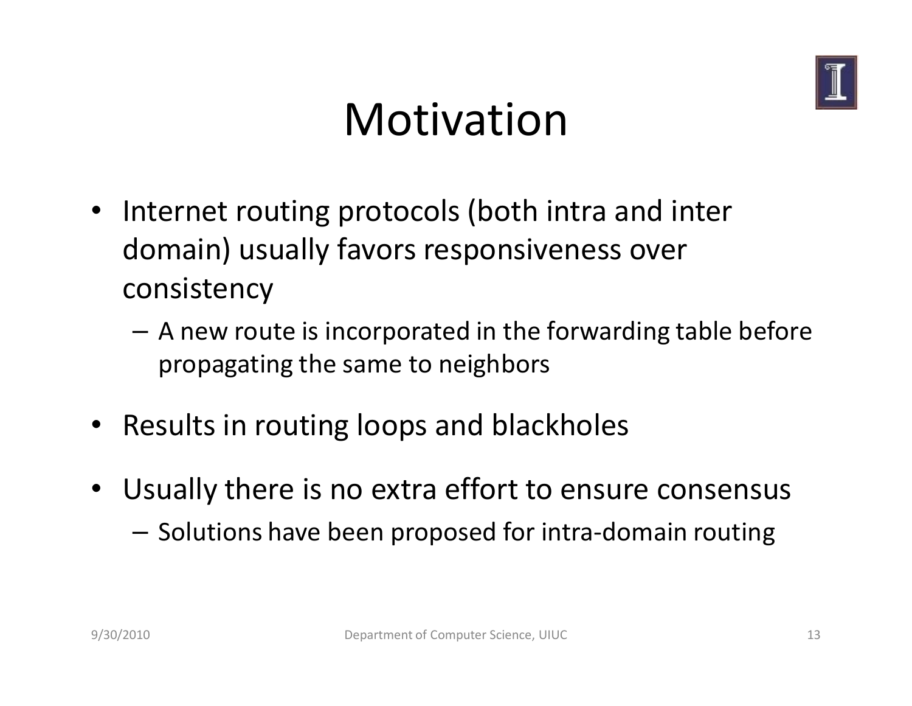# Motivation

- Internet routing protocols (both intra and inter domain) usually favors responsiveness over consistency
  - A new route is incorporated in the forwarding table before propagating the same to neighbors
- Results in routing loops and blackholes
- Usually there is no extra effort to ensure consensus
  - Solutions have been proposed for intra-domain routing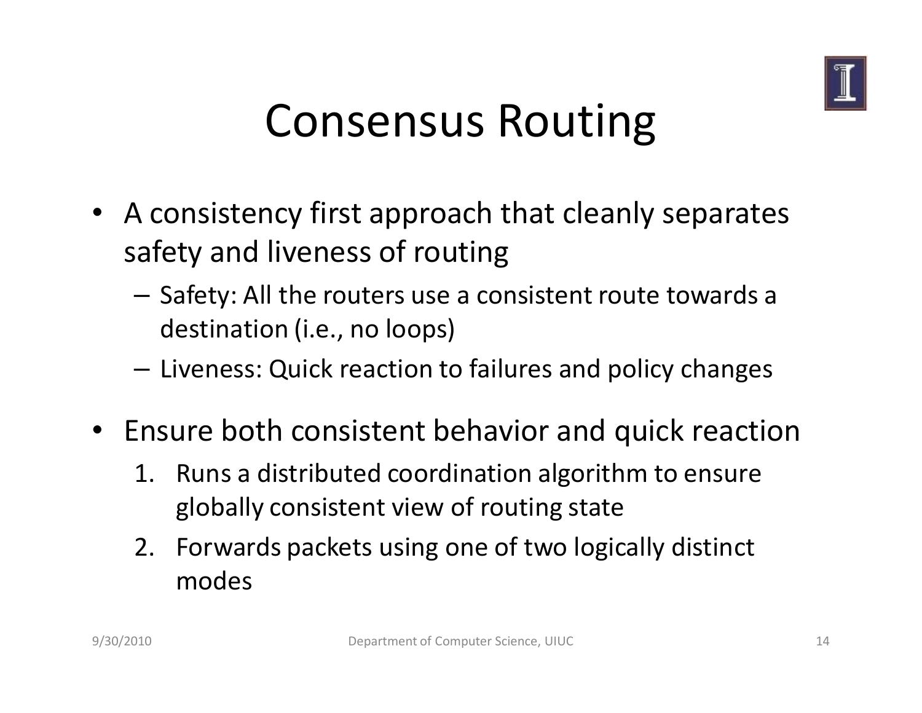# Consensus Routing

- A consistency first approach that cleanly separates safety and liveness of routing
  - Safety: All the routers use a consistent route towards a destination (i.e., no loops)
  - Liveness: Quick reaction to failures and policy changes
- Ensure both consistent behavior and quick reaction
  1. Runs a distributed coordination algorithm to ensure globally consistent view of routing state
  2. Forwards packets using one of two logically distinct modes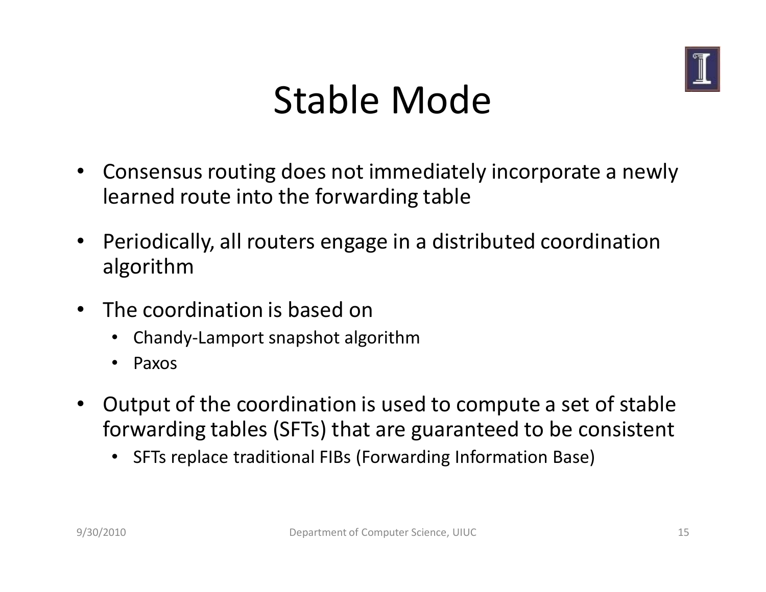# Stable Mode

- Consensus routing does not immediately incorporate a newly learned route into the forwarding table
- Periodically, all routers engage in a distributed coordination algorithm
- The coordination is based on
  - Chandy-Lamport snapshot algorithm
  - Paxos
- Output of the coordination is used to compute a set of stable forwarding tables (SFTs) that are guaranteed to be consistent
  - SFTs replace traditional FIBs (Forwarding Information Base)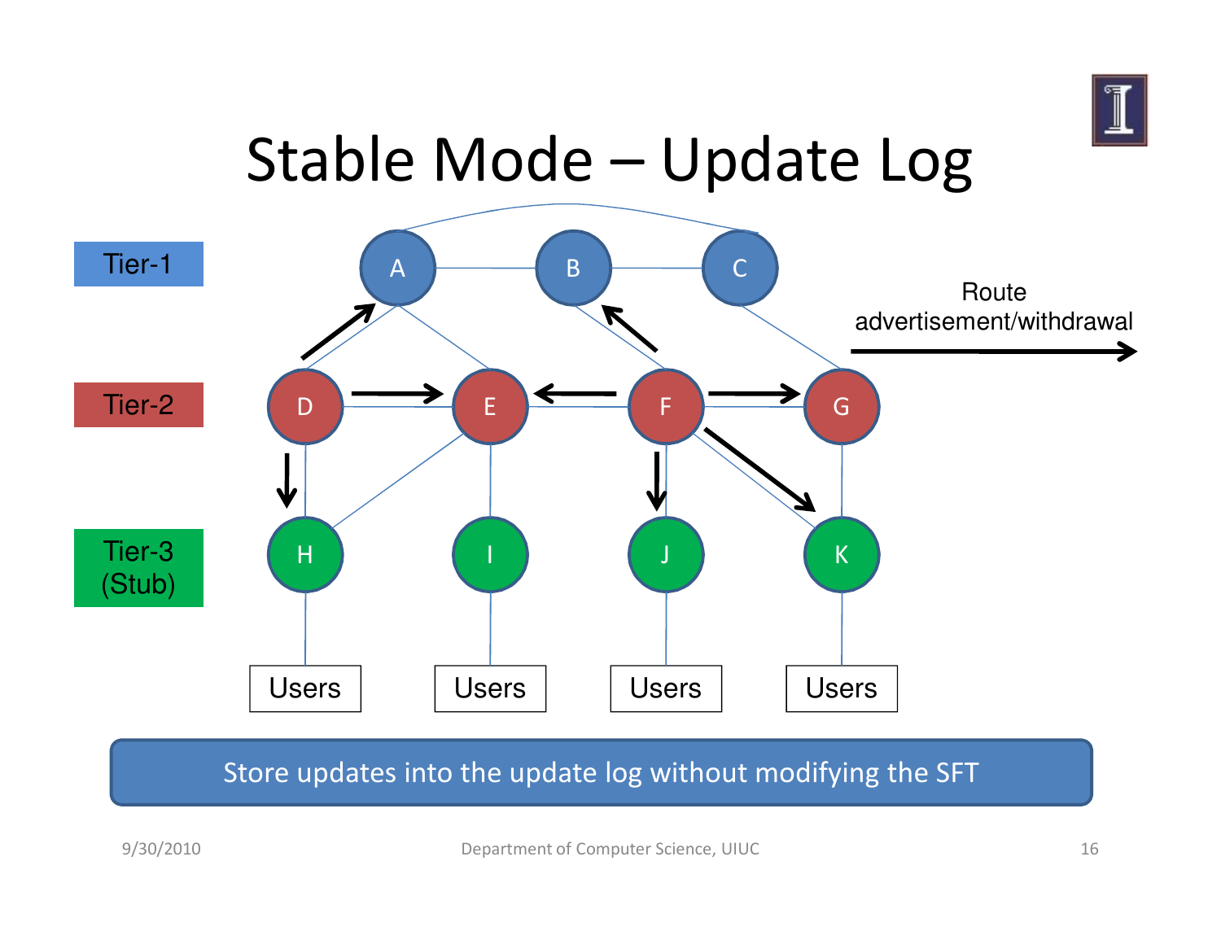# Stable Mode – Update Log

Tier-1

Tier-2

Tier-3 (Stub)

Route advertisement/withdrawal

Users

Users

Users

Users

Store updates into the update log without modifying the SFT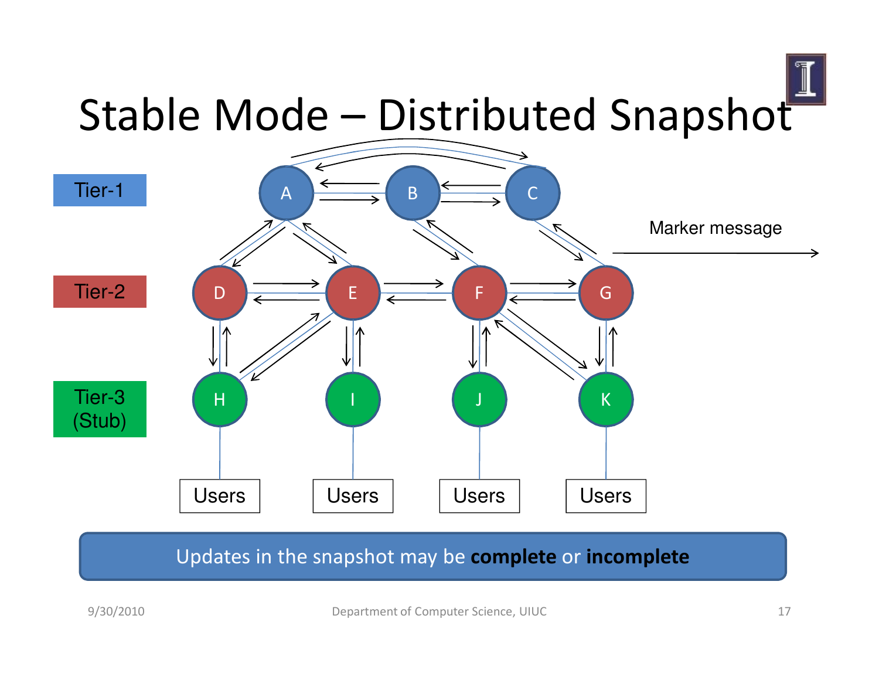# Stable Mode – Distributed Snapshot

Tier-1

Tier-2

Tier-3 (Stub)

A B C

D E F G

H I J K

Users Users Users Users

Marker message

Updates in the snapshot may be **complete** or **incomplete**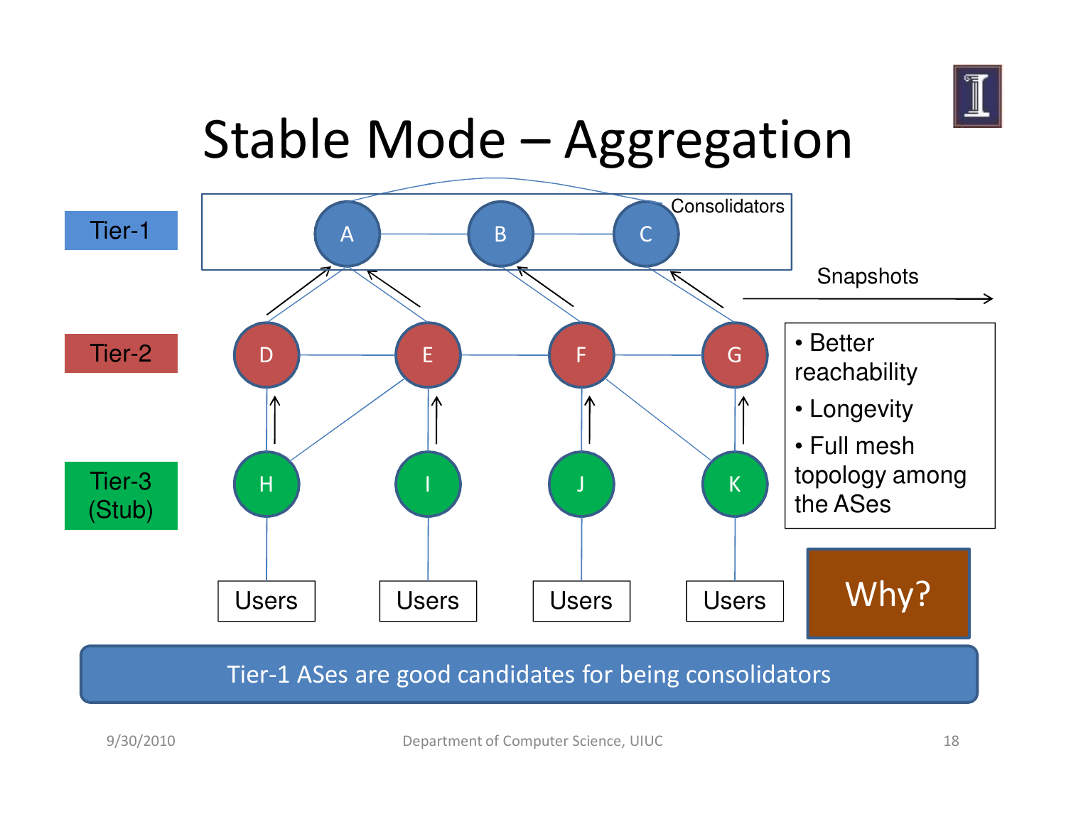# Stable Mode – Aggregation

Tier-1

Tier-2

Tier-3 (Stub)

Consolidators

A B C

D E F G

H I J K

Users Users Users Users

Snapshots

- Better reachability
- Longevity
- Full mesh topology among the ASes

Why?

Tier-1 ASes are good candidates for being consolidators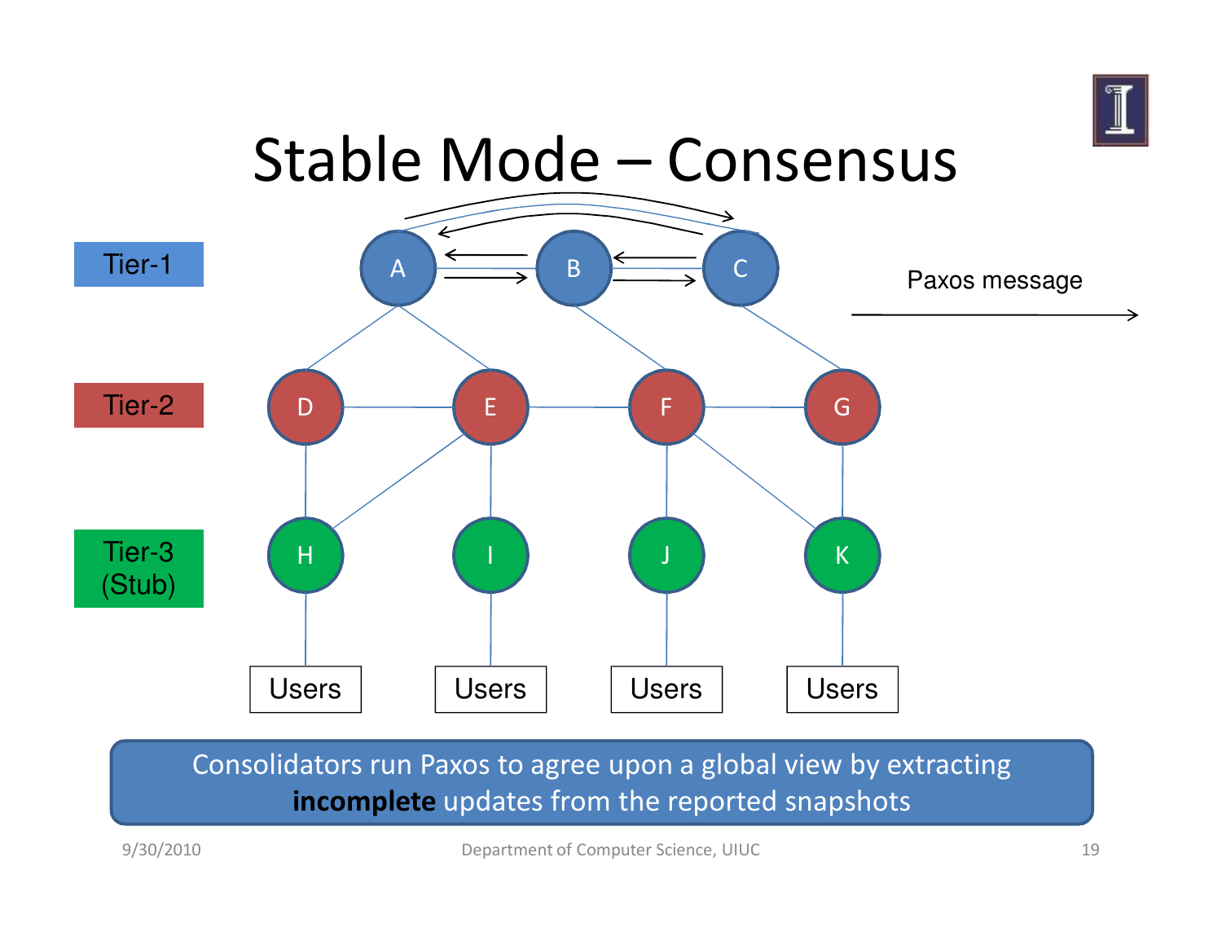# Stable Mode – Consensus

Tier-1

Tier-2

Tier-3 (Stub)

A B C

D E F G

H I J K

Users Users Users Users

Paxos message

Consolidators run Paxos to agree upon a global view by extracting **incomplete** updates from the reported snapshots

9/30/2010

Department of Computer Science, UIUC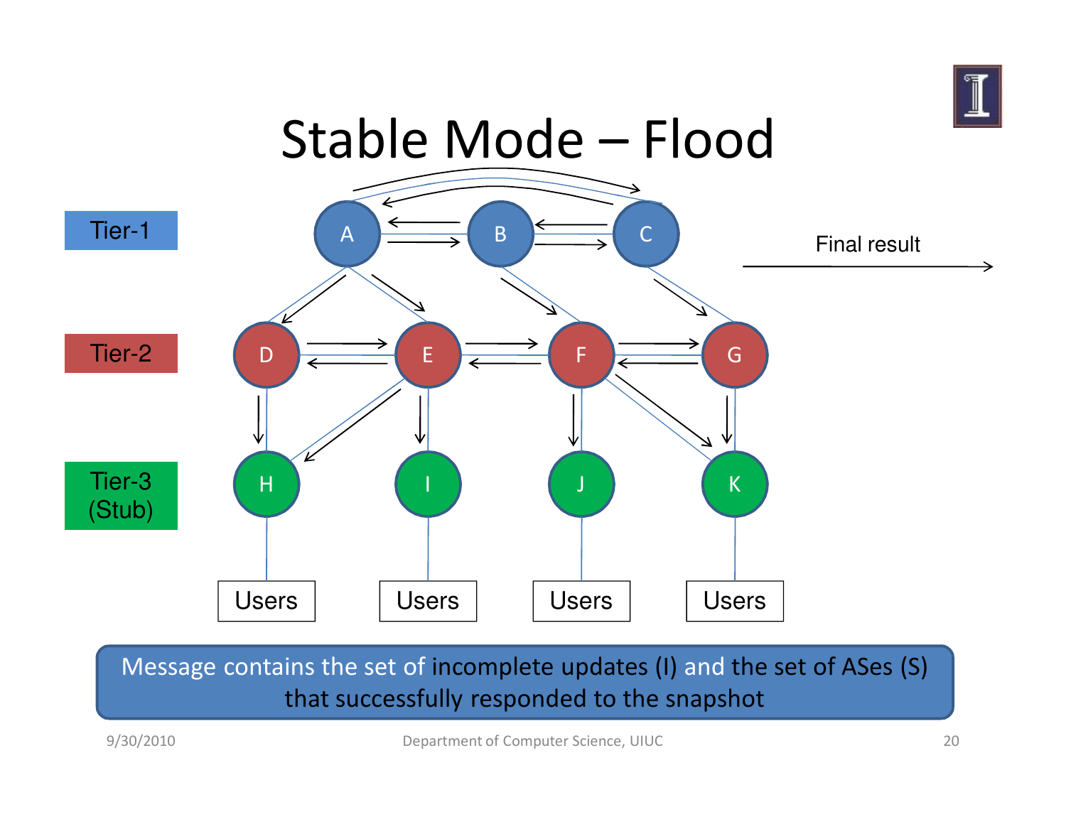# Stable Mode – Flood

Tier-1

Tier-2

Tier-3 (Stub)

A B C

D E F G

H I J K

Users Users Users Users

Final result

Message contains the set of incomplete updates (I) and the set of ASes (S) that successfully responded to the snapshot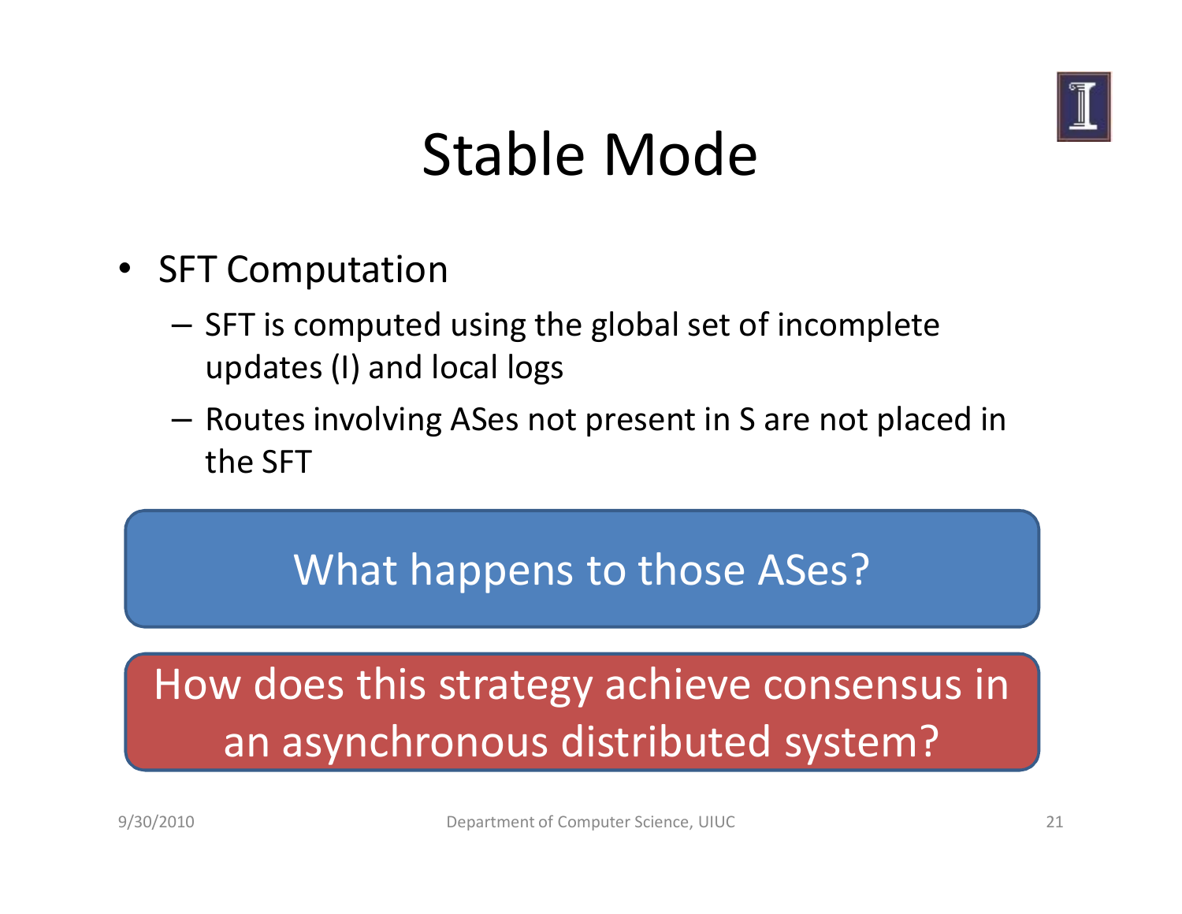# Stable Mode

- SFT Computation
  - SFT is computed using the global set of incomplete updates (I) and local logs
  - Routes involving ASes not present in S are not placed in the SFT

What happens to those ASes?

How does this strategy achieve consensus in an asynchronous distributed system?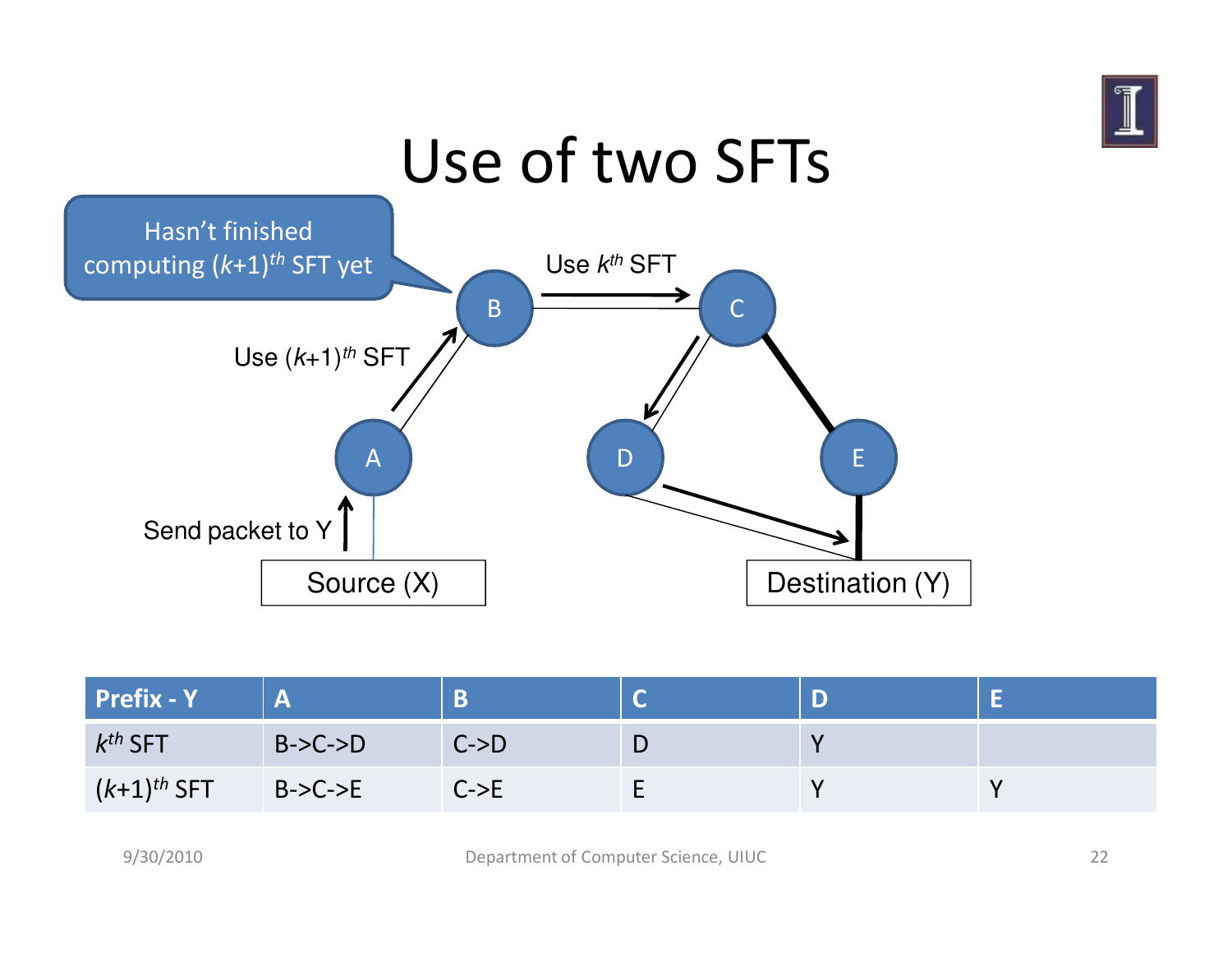# Use of two SFTs

Hasn't finished computing $(k+1)^{th}$ SFT yet

Use $k^{th}$ SFT

Use $(k+1)^{th}$ SFT

Send packet to Y

Source (X)

Destination (Y)

| Prefix - Y | A | B | C | D | E |
|---|---|---|---|---|---|
| $k^{th}$ SFT | B->C->D | C->D | D | Y | |
| $(k+1)^{th}$ SFT | B->C->E | C->E | E | Y | Y |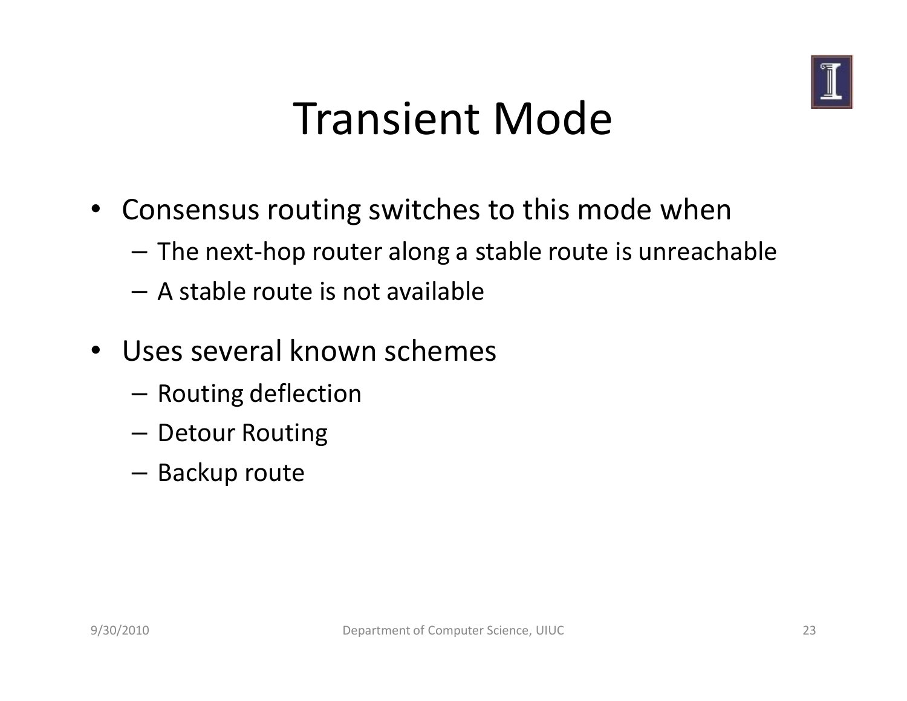# Transient Mode

- Consensus routing switches to this mode when
  - The next-hop router along a stable route is unreachable
  - A stable route is not available
- Uses several known schemes
  - Routing deflection
  - Detour Routing
  - Backup route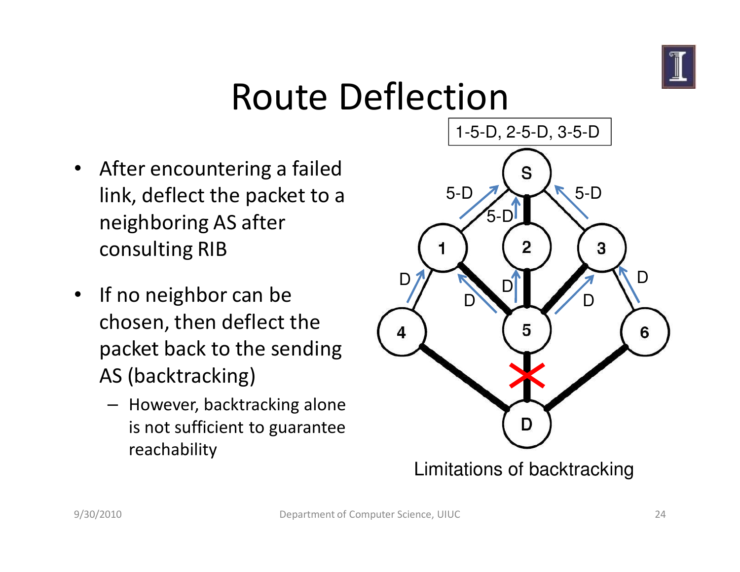# Route Deflection

- After encountering a failed link, deflect the packet to a neighboring AS after consulting RIB
- If no neighbor can be chosen, then deflect the packet back to the sending AS (backtracking)
  - However, backtracking alone is not sufficient to guarantee reachability

1-5-D, 2-5-D, 3-5-D

Limitations of backtracking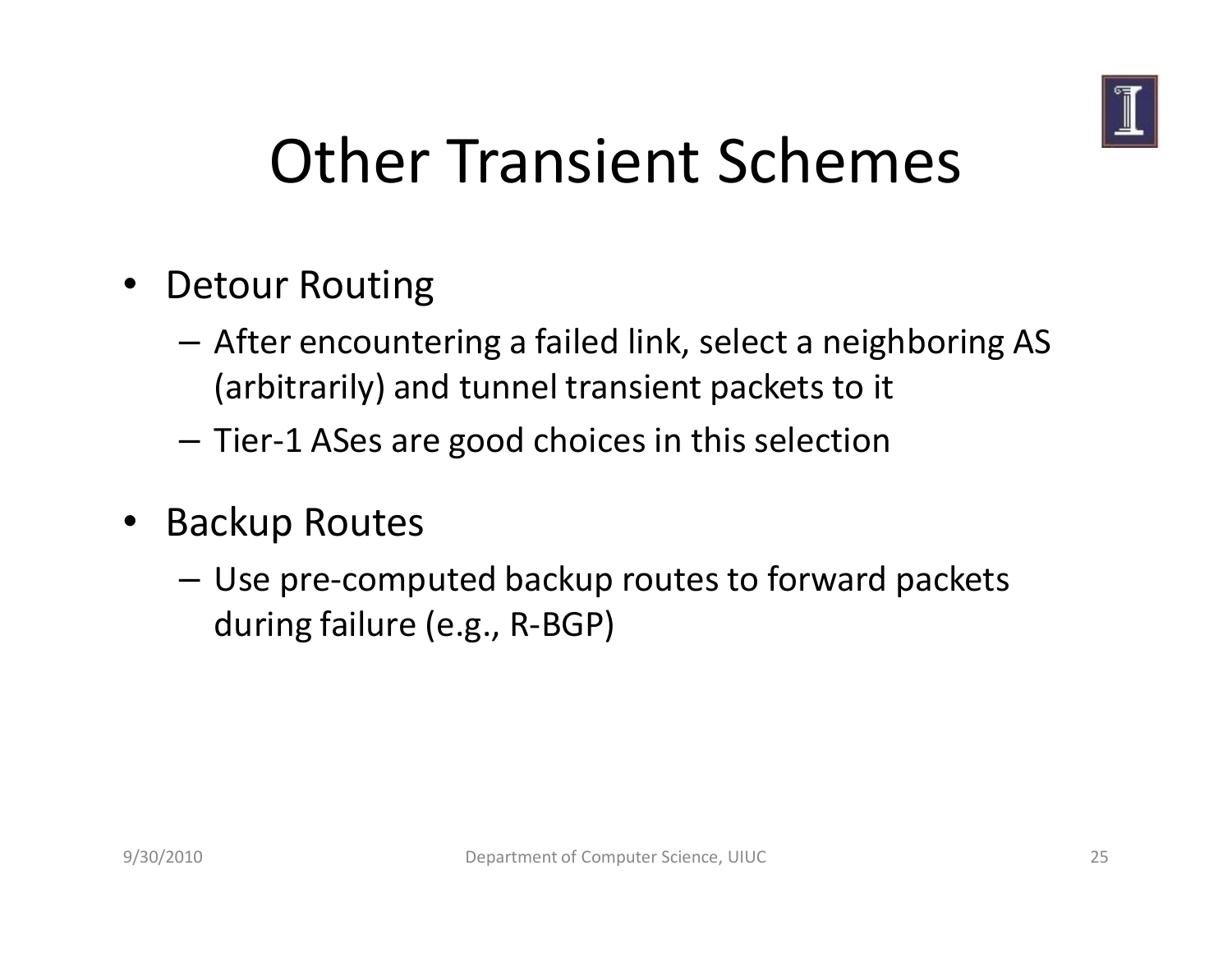# Other Transient Schemes

- Detour Routing
  - After encountering a failed link, select a neighboring AS (arbitrarily) and tunnel transient packets to it
  - Tier-1 ASes are good choices in this selection
- Backup Routes
  - Use pre-computed backup routes to forward packets during failure (e.g., R-BGP)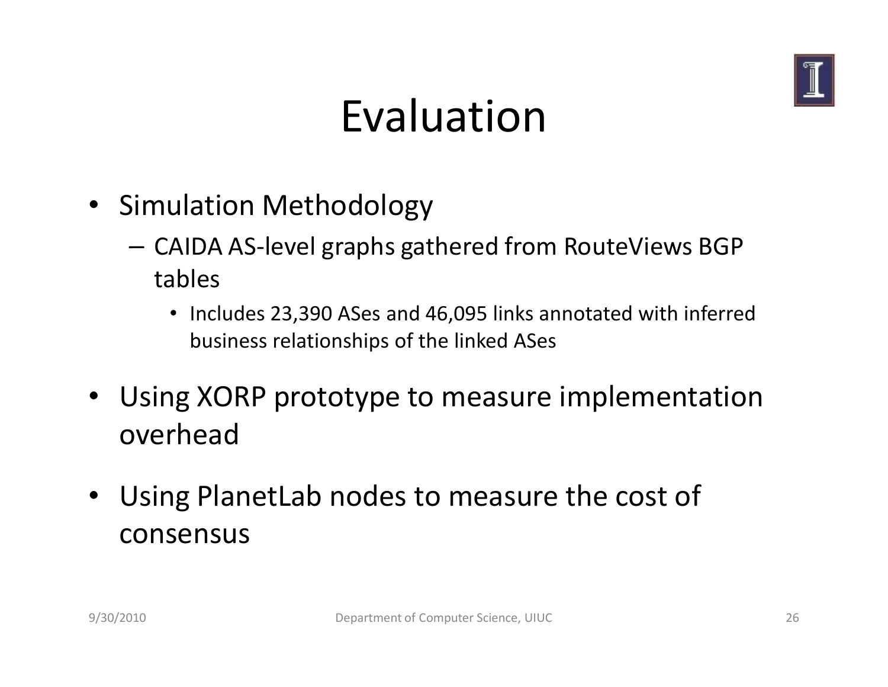# Evaluation

- Simulation Methodology
  - CAIDA AS-level graphs gathered from RouteViews BGP tables
    - Includes 23,390 ASes and 46,095 links annotated with inferred business relationships of the linked ASes
- Using XORP prototype to measure implementation overhead
- Using PlanetLab nodes to measure the cost of consensus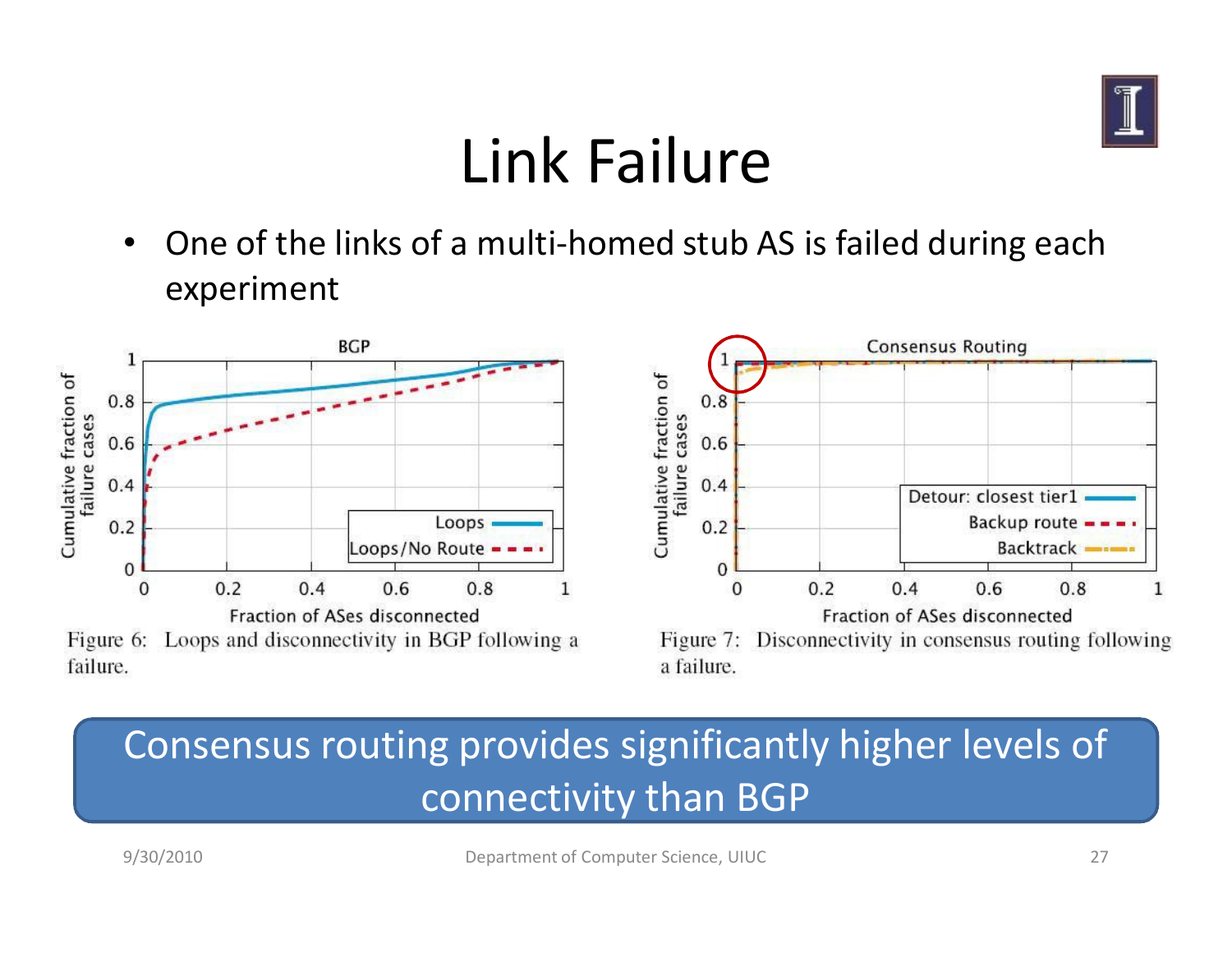# Link Failure

- One of the links of a multi-homed stub AS is failed during each experiment

Figure 6: Loops and disconnectivity in BGP following a failure.

Figure 7: Disconnectivity in consensus routing following a failure.

Consensus routing provides significantly higher levels of connectivity than BGP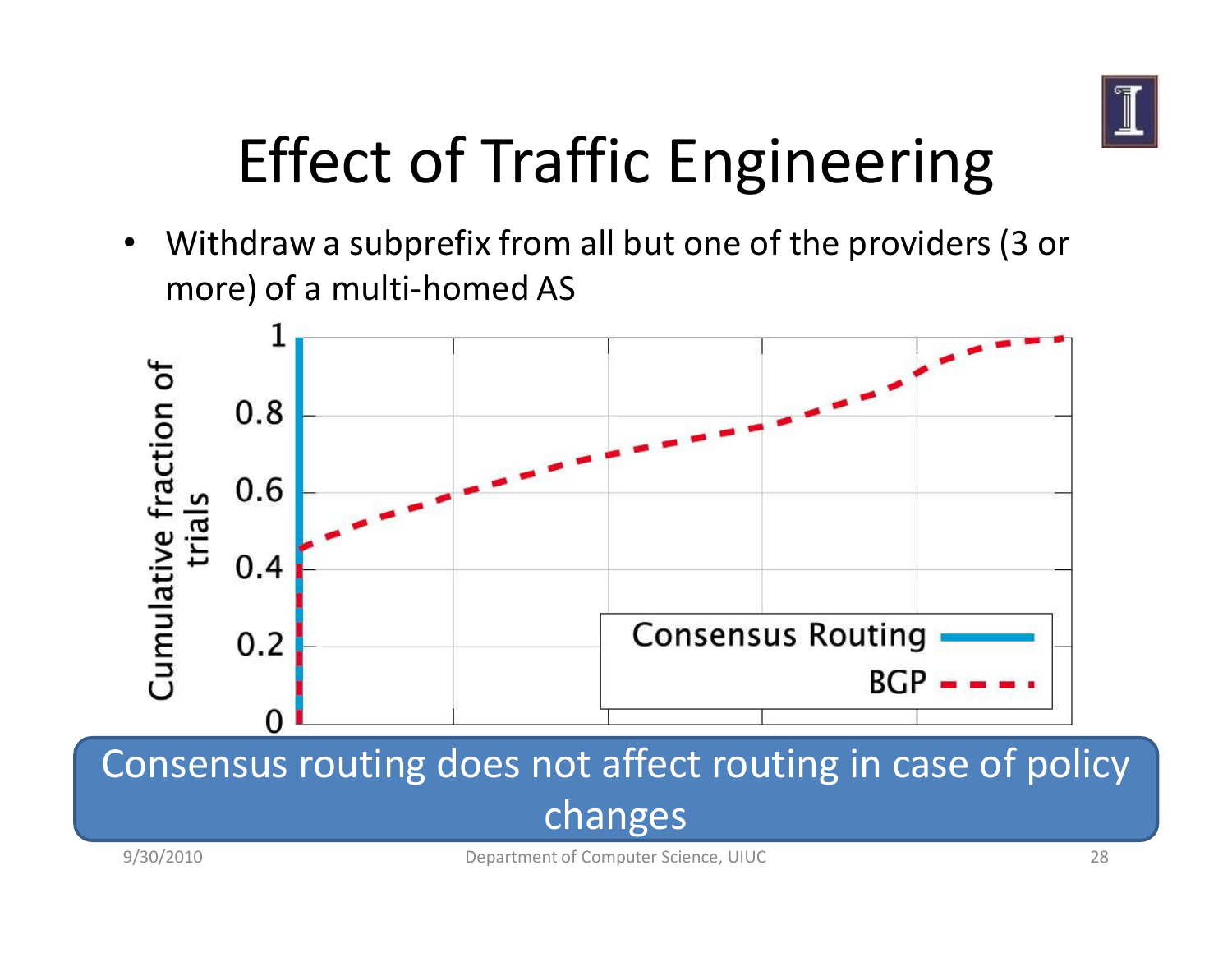# Effect of Traffic Engineering

- Withdraw a subprefix from all but one of the providers (3 or more) of a multi-homed AS

Consensus routing does not affect routing in case of policy changes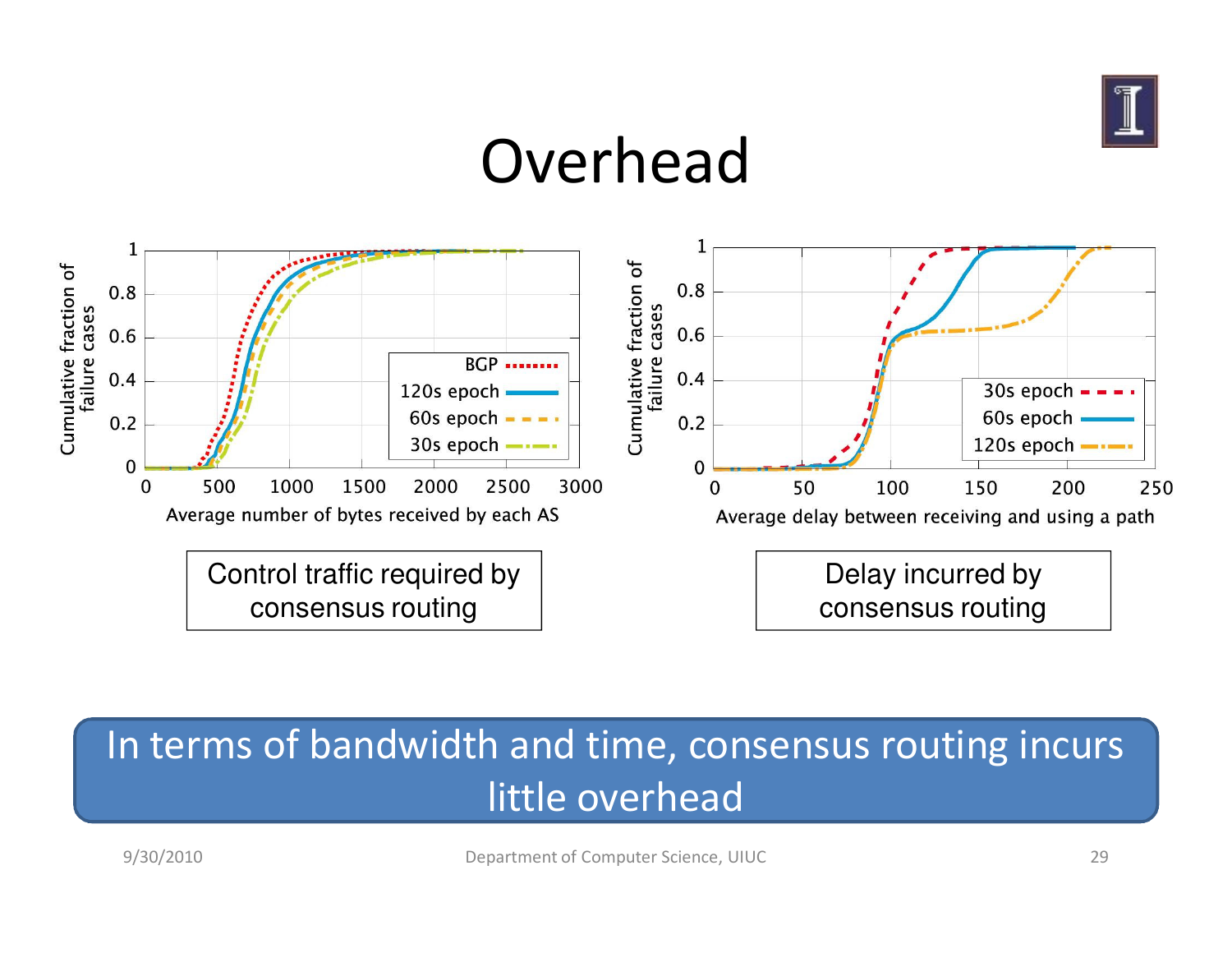# Overhead

Control traffic required by consensus routing

Delay incurred by consensus routing

In terms of bandwidth and time, consensus routing incurs little overhead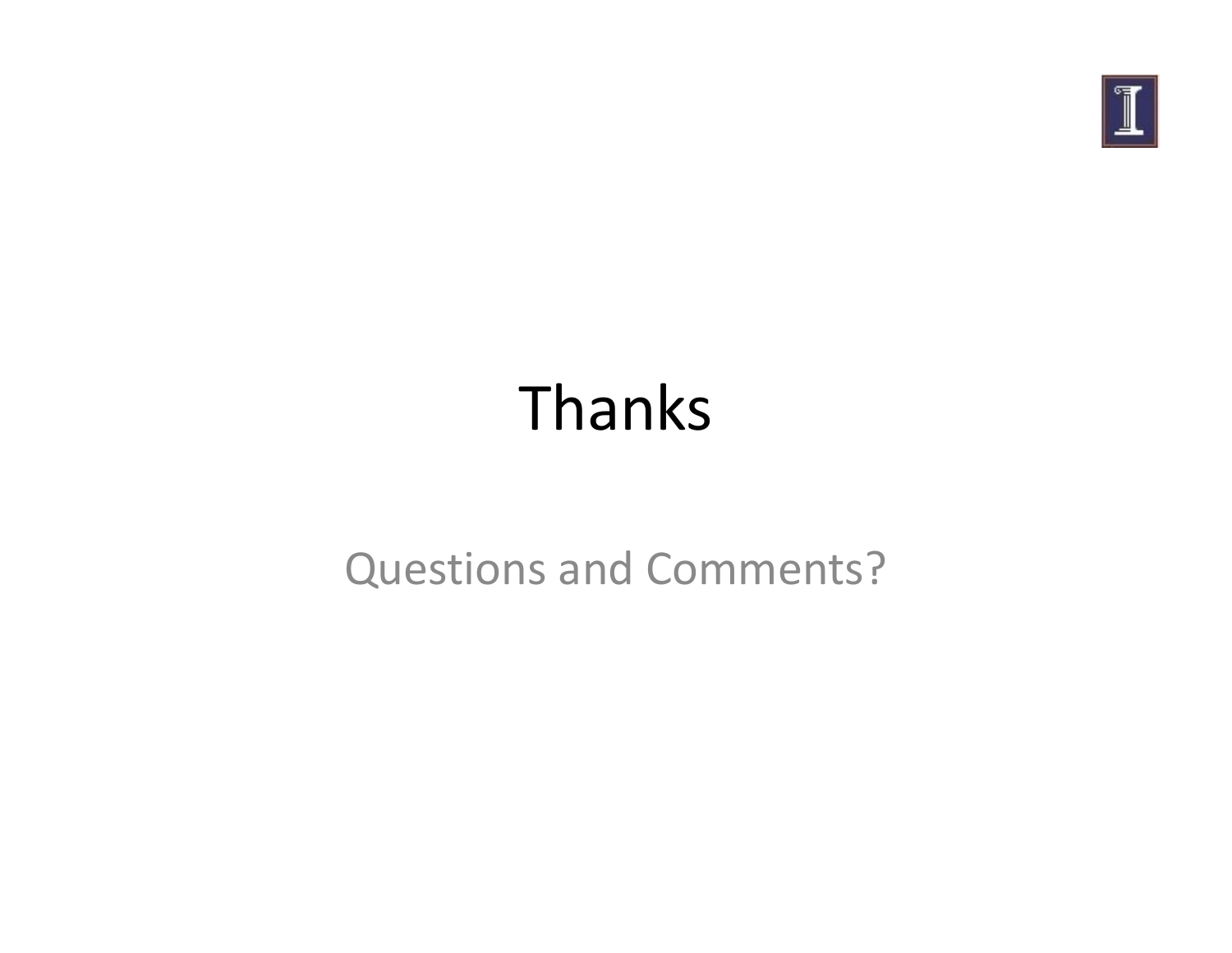# Thanks

Questions and Comments?